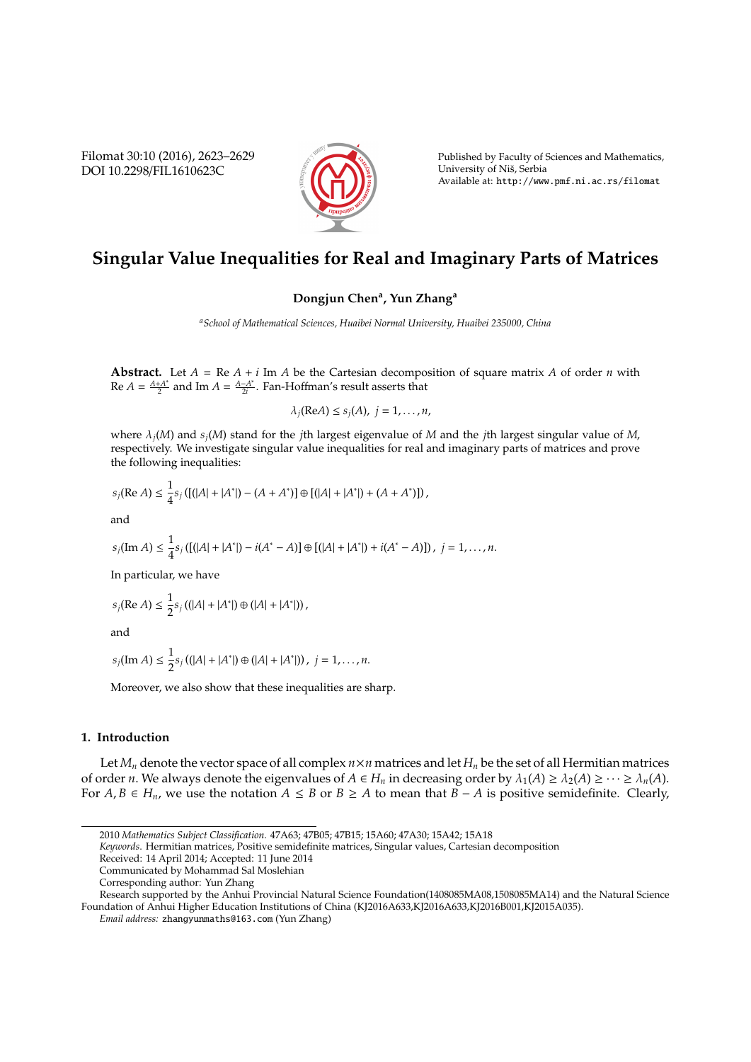# Singular Value Inequalities for Real and Imaginary Parts of Matrices

**Dongjun Chen[a], Yun Zhang[a]**

[a]*School of Mathematical Sciences, Huaibei Normal University, Huaibei 235000, China*

**Abstract.** Let $A = \text{Re } A + i \text{ Im } A$ be the Cartesian decomposition of square matrix $A$ of order $n$ with $\text{Re } A = \frac{A+A^*}{2}$ and $\text{Im } A = \frac{A-A^*}{2i}$. Fan-Hoffman's result asserts that

$$\lambda_j(\text{Re}A) \leq s_j(A),\ j = 1, \ldots, n,$$

where $\lambda_j(M)$ and $s_j(M)$ stand for the $j$th largest eigenvalue of $M$ and the $j$th largest singular value of $M$, respectively. We investigate singular value inequalities for real and imaginary parts of matrices and prove the following inequalities:

$$s_j(\text{Re } A) \leq \frac{1}{4} s_j\left([(|A| + |A^*|) - (A + A^*)] \oplus [(|A| + |A^*|) + (A + A^*)]\right),$$

and

$$s_j(\text{Im } A) \leq \frac{1}{4} s_j\left([(|A| + |A^*|) - i(A^* - A)] \oplus [(|A| + |A^*|) + i(A^* - A)]\right),\ j = 1, \ldots, n.$$

In particular, we have

$$s_j(\text{Re } A) \leq \frac{1}{2} s_j\left((|A| + |A^*|) \oplus (|A| + |A^*|)\right),$$

and

$$s_j(\text{Im } A) \leq \frac{1}{2} s_j\left((|A| + |A^*|) \oplus (|A| + |A^*|)\right),\ j = 1, \ldots, n.$$

Moreover, we also show that these inequalities are sharp.

## 1. Introduction

Let $M_n$ denote the vector space of all complex $n \times n$ matrices and let $H_n$ be the set of all Hermitian matrices of order $n$. We always denote the eigenvalues of $A \in H_n$ in decreasing order by $\lambda_1(A) \geq \lambda_2(A) \geq \cdots \geq \lambda_n(A)$. For $A, B \in H_n$, we use the notation $A \leq B$ or $B \geq A$ to mean that $B - A$ is positive semidefinite. Clearly,

---

2010 *Mathematics Subject Classification*. 47A63; 47B05; 47B15; 15A60; 47A30; 15A42; 15A18

*Keywords*. Hermitian matrices, Positive semidefinite matrices, Singular values, Cartesian decomposition

Received: 14 April 2014; Accepted: 11 June 2014

Communicated by Mohammad Sal Moslehian

Corresponding author: Yun Zhang

Research supported by the Anhui Provincial Natural Science Foundation(1408085MA08,1508085MA14) and the Natural Science Foundation of Anhui Higher Education Institutions of China (KJ2016A633,KJ2016A633,KJ2016B001,KJ2015A035).

*Email address:* zhangyunmaths@163.com (Yun Zhang)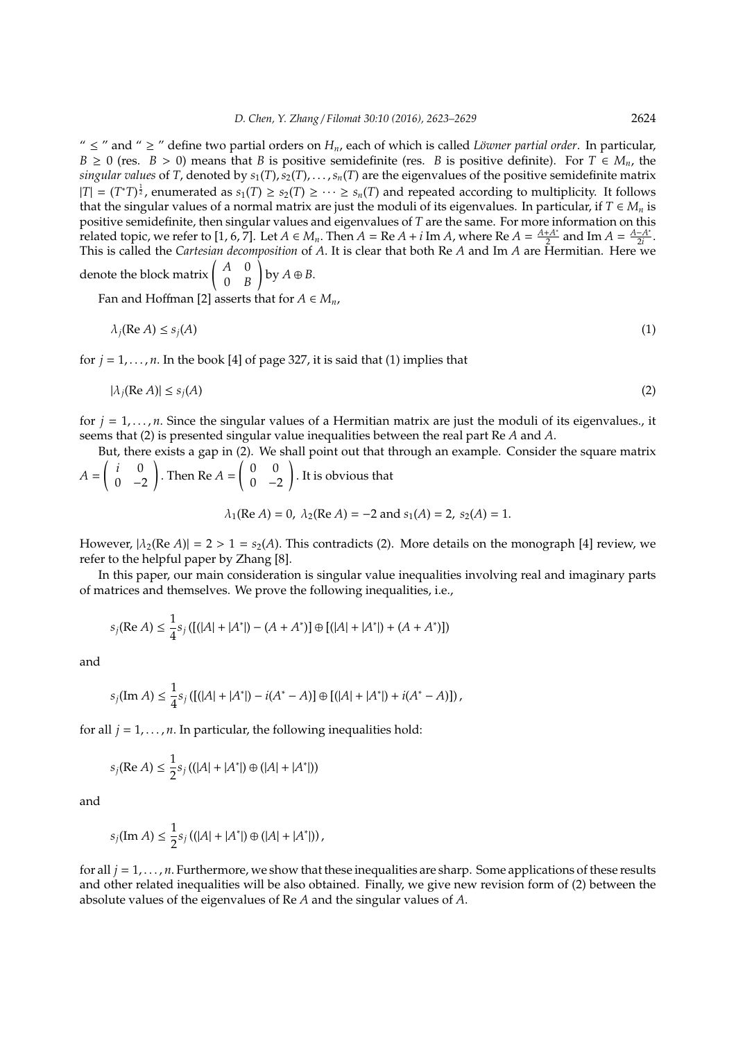" $\leq$ " and " $\geq$ " define two partial orders on $H_n$, each of which is called *Löwner partial order*. In particular, $B \geq 0$ (res. $B > 0$) means that $B$ is positive semidefinite (res. $B$ is positive definite). For $T \in M_n$, the *singular values* of $T$, denoted by $s_1(T), s_2(T), \ldots, s_n(T)$ are the eigenvalues of the positive semidefinite matrix $|T| = (T^*T)^{\frac{1}{2}}$, enumerated as $s_1(T) \geq s_2(T) \geq \cdots \geq s_n(T)$ and repeated according to multiplicity. It follows that the singular values of a normal matrix are just the moduli of its eigenvalues. In particular, if $T \in M_n$ is positive semidefinite, then singular values and eigenvalues of $T$ are the same. For more information on this related topic, we refer to [1, 6, 7]. Let $A \in M_n$. Then $A = \text{Re } A + i \text{ Im } A$, where $\text{Re } A = \frac{A+A^*}{2}$ and $\text{Im } A = \frac{A-A^*}{2i}$. This is called the *Cartesian decomposition* of $A$. It is clear that both Re $A$ and Im $A$ are Hermitian. Here we denote the block matrix $\begin{pmatrix} A & 0 \\ 0 & B \end{pmatrix}$ by $A \oplus B$.

Fan and Hoffman [2] asserts that for $A \in M_n$,

$$\lambda_j(\text{Re } A) \leq s_j(A) \tag{1}$$

for $j = 1, \ldots, n$. In the book [4] of page 327, it is said that (1) implies that

$$|\lambda_j(\text{Re } A)| \leq s_j(A) \tag{2}$$

for $j = 1, \ldots, n$. Since the singular values of a Hermitian matrix are just the moduli of its eigenvalues., it seems that (2) is presented singular value inequalities between the real part Re $A$ and $A$.

But, there exists a gap in (2). We shall point out that through an example. Consider the square matrix $A = \begin{pmatrix} i & 0 \\ 0 & -2 \end{pmatrix}$. Then $\text{Re } A = \begin{pmatrix} 0 & 0 \\ 0 & -2 \end{pmatrix}$. It is obvious that

$$\lambda_1(\text{Re } A) = 0, \ \lambda_2(\text{Re } A) = -2 \text{ and } s_1(A) = 2, \ s_2(A) = 1.$$

However, $|\lambda_2(\text{Re } A)| = 2 > 1 = s_2(A)$. This contradicts (2). More details on the monograph [4] review, we refer to the helpful paper by Zhang [8].

In this paper, our main consideration is singular value inequalities involving real and imaginary parts of matrices and themselves. We prove the following inequalities, i.e.,

$$s_j(\text{Re } A) \leq \frac{1}{4} s_j \left( [(|A| + |A^*|) - (A + A^*)] \oplus [(|A| + |A^*|) + (A + A^*)] \right)$$

and

$$s_j(\text{Im } A) \leq \frac{1}{4} s_j \left( [(|A| + |A^*|) - i(A^* - A)] \oplus [(|A| + |A^*|) + i(A^* - A)] \right),$$

for all $j = 1, \ldots, n$. In particular, the following inequalities hold:

$$s_j(\text{Re } A) \leq \frac{1}{2} s_j \left( (|A| + |A^*|) \oplus (|A| + |A^*|) \right)$$

and

$$s_j(\text{Im } A) \leq \frac{1}{2} s_j \left( (|A| + |A^*|) \oplus (|A| + |A^*|) \right),$$

for all $j = 1, \ldots, n$. Furthermore, we show that these inequalities are sharp. Some applications of these results and other related inequalities will be also obtained. Finally, we give new revision form of (2) between the absolute values of the eigenvalues of Re $A$ and the singular values of $A$.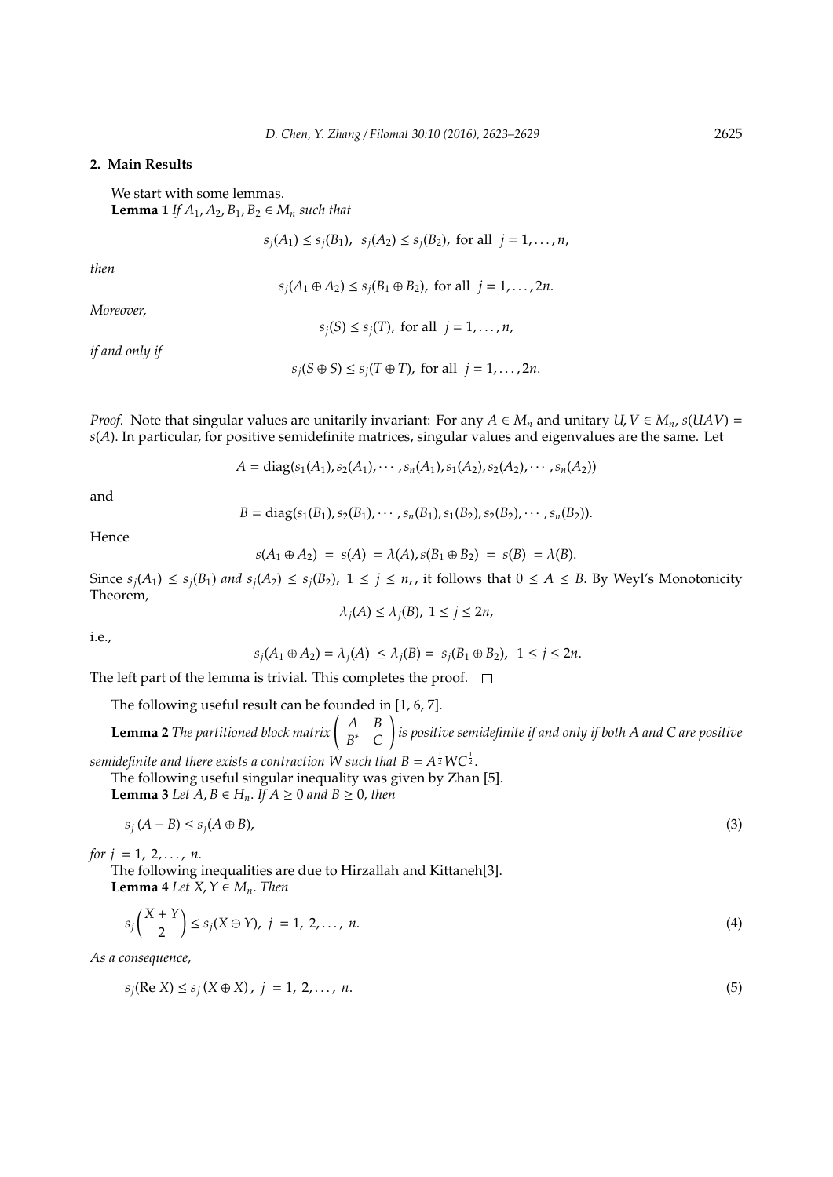## 2. Main Results

We start with some lemmas.

**Lemma 1** *If $A_1, A_2, B_1, B_2 \in M_n$ such that*

$$s_j(A_1) \le s_j(B_1),\ \ s_j(A_2) \le s_j(B_2), \text{ for all } \ j = 1, \dots, n,$$

*then*

$$s_j(A_1 \oplus A_2) \le s_j(B_1 \oplus B_2), \text{ for all } \ j = 1, \dots, 2n.$$

*Moreover,*

$$s_j(S) \le s_j(T), \text{ for all } \ j = 1, \dots, n,$$

*if and only if*

$$s_j(S \oplus S) \le s_j(T \oplus T), \text{ for all } \ j = 1, \dots, 2n.$$

*Proof.* Note that singular values are unitarily invariant: For any $A \in M_n$ and unitary $U, V \in M_n$, $s(UAV) = s(A)$. In particular, for positive semidefinite matrices, singular values and eigenvalues are the same. Let

$$A = \operatorname{diag}(s_1(A_1), s_2(A_1), \cdots, s_n(A_1), s_1(A_2), s_2(A_2), \cdots, s_n(A_2))$$

and

$$B = \operatorname{diag}(s_1(B_1), s_2(B_1), \cdots, s_n(B_1), s_1(B_2), s_2(B_2), \cdots, s_n(B_2)).$$

Hence

$$s(A_1 \oplus A_2) = s(A) = \lambda(A), s(B_1 \oplus B_2) = s(B) = \lambda(B).$$

Since $s_j(A_1) \le s_j(B_1)$ *and* $s_j(A_2) \le s_j(B_2)$, $1 \le j \le n$, , it follows that $0 \le A \le B$. By Weyl's Monotonicity Theorem,

$$\lambda_j(A) \le \lambda_j(B),\ 1 \le j \le 2n,$$

i.e.,

$$s_j(A_1 \oplus A_2) = \lambda_j(A) \le \lambda_j(B) = s_j(B_1 \oplus B_2),\ \ 1 \le j \le 2n.$$

The left part of the lemma is trivial. This completes the proof. □

The following useful result can be founded in [1, 6, 7].

**Lemma 2** *The partitioned block matrix* $\begin{pmatrix} A & B \\ B^* & C \end{pmatrix}$ *is positive semidefinite if and only if both A and C are positive semidefinite and there exists a contraction W such that* $B = A^{\frac{1}{2}} W C^{\frac{1}{2}}$.

The following useful singular inequality was given by Zhan [5].

**Lemma 3** *Let $A, B \in H_n$. If $A \ge 0$ and $B \ge 0$, then*

$$s_j(A - B) \le s_j(A \oplus B), \tag{3}$$

*for $j = 1, 2, \dots, n$.*

The following inequalities are due to Hirzallah and Kittaneh[3].

**Lemma 4** *Let $X, Y \in M_n$. Then*

$$s_j\Big(\frac{X+Y}{2}\Big) \le s_j(X \oplus Y),\ j = 1, 2, \dots, n. \tag{4}$$

*As a consequence,*

$$s_j(\operatorname{Re} X) \le s_j(X \oplus X),\ j = 1, 2, \dots, n. \tag{5}$$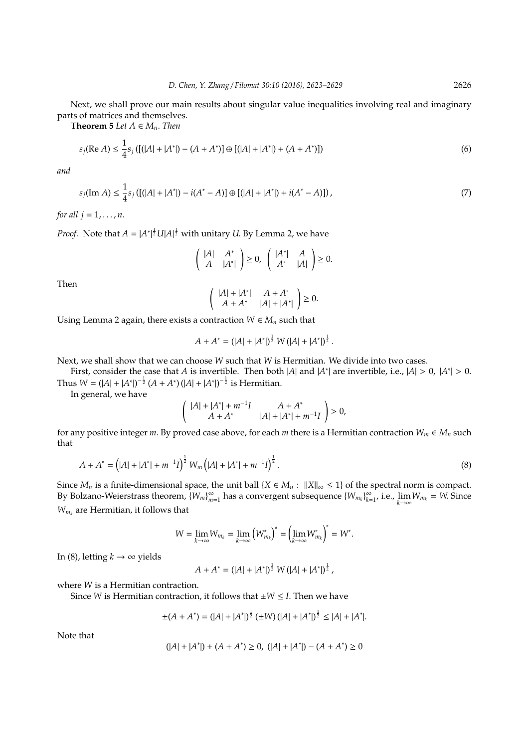Next, we shall prove our main results about singular value inequalities involving real and imaginary parts of matrices and themselves.

**Theorem 5** *Let $A \in M_n$. Then*

$$s_j(\operatorname{Re} A) \le \frac{1}{4} s_j\left([(|A| + |A^*|) - (A + A^*)] \oplus [(|A| + |A^*|) + (A + A^*)]\right) \tag{6}$$

*and*

$$s_j(\operatorname{Im} A) \le \frac{1}{4} s_j\left([(|A| + |A^*|) - i(A^* - A)] \oplus [(|A| + |A^*|) + i(A^* - A)]\right), \tag{7}$$

*for all $j = 1, \ldots, n$.*

*Proof.* Note that $A = |A^*|^{\frac{1}{2}} U |A|^{\frac{1}{2}}$ with unitary $U$. By Lemma 2, we have

$$\begin{pmatrix} |A| & A^* \\ A & |A^*| \end{pmatrix} \ge 0, \quad \begin{pmatrix} |A^*| & A \\ A^* & |A| \end{pmatrix} \ge 0.$$

Then

$$\begin{pmatrix} |A| + |A^*| & A + A^* \\ A + A^* & |A| + |A^*| \end{pmatrix} \ge 0.$$

Using Lemma 2 again, there exists a contraction $W \in M_n$ such that

$$A + A^* = (|A| + |A^*|)^{\frac{1}{2}} \, W \, (|A| + |A^*|)^{\frac{1}{2}}.$$

Next, we shall show that we can choose $W$ such that $W$ is Hermitian. We divide into two cases.

First, consider the case that $A$ is invertible. Then both $|A|$ and $|A^*|$ are invertible, i.e., $|A| > 0$, $|A^*| > 0$. Thus $W = (|A| + |A^*|)^{-\frac{1}{2}} (A + A^*) (|A| + |A^*|)^{-\frac{1}{2}}$ is Hermitian.

In general, we have

$$\begin{pmatrix} |A| + |A^*| + m^{-1} I & A + A^* \\ A + A^* & |A| + |A^*| + m^{-1} I \end{pmatrix} > 0,$$

for any positive integer $m$. By proved case above, for each $m$ there is a Hermitian contraction $W_m \in M_n$ such that

$$A + A^* = \left(|A| + |A^*| + m^{-1} I\right)^{\frac{1}{2}} W_m \left(|A| + |A^*| + m^{-1} I\right)^{\frac{1}{2}}. \tag{8}$$

Since $M_n$ is a finite-dimensional space, the unit ball $\{X \in M_n : \|X\|_\infty \le 1\}$ of the spectral norm is compact. By Bolzano-Weierstrass theorem, $\{W_m\}_{m=1}^{\infty}$ has a convergent subsequence $\{W_{m_k}\}_{k=1}^{\infty}$, i.e., $\lim\limits_{k\to\infty} W_{m_k} = W$. Since $W_{m_k}$ are Hermitian, it follows that

$$W = \lim_{k\to\infty} W_{m_k} = \lim_{k\to\infty} \left(W_{m_k}^*\right)^* = \left(\lim_{k\to\infty} W_{m_k}^*\right)^* = W^*.$$

In (8), letting $k \to \infty$ yields

$$A + A^* = (|A| + |A^*|)^{\frac{1}{2}} \, W \, (|A| + |A^*|)^{\frac{1}{2}},$$

where $W$ is a Hermitian contraction.

Since $W$ is Hermitian contraction, it follows that $\pm W \le I$. Then we have

$$\pm(A + A^*) = (|A| + |A^*|)^{\frac{1}{2}} \, (\pm W) \, (|A| + |A^*|)^{\frac{1}{2}} \le |A| + |A^*|.$$

Note that

$$(|A| + |A^*|) + (A + A^*) \ge 0, \; (|A| + |A^*|) - (A + A^*) \ge 0$$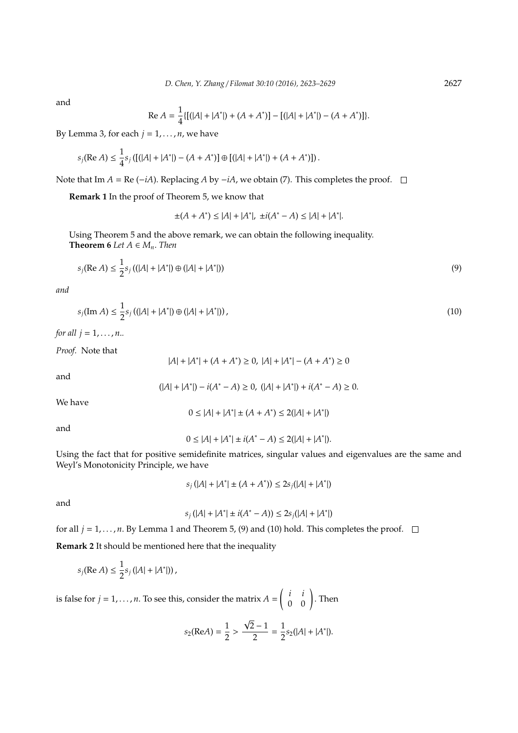and

$$\text{Re } A = \frac{1}{4}\{[(|A| + |A^*|) + (A + A^*)] - [(|A| + |A^*|) - (A + A^*)]\}.$$

By Lemma 3, for each $j = 1, \ldots, n$, we have

$$s_j(\text{Re } A) \leq \frac{1}{4} s_j\left([(|A| + |A^*|) - (A + A^*)] \oplus [(|A| + |A^*|) + (A + A^*)]\right).$$

Note that $\text{Im } A = \text{Re } (-iA)$. Replacing $A$ by $-iA$, we obtain (7). This completes the proof. □

**Remark 1** In the proof of Theorem 5, we know that

$$\pm(A + A^*) \leq |A| + |A^*|, \; \pm i(A^* - A) \leq |A| + |A^*|.$$

Using Theorem 5 and the above remark, we can obtain the following inequality.

**Theorem 6** *Let $A \in M_n$. Then*

$$s_j(\text{Re } A) \leq \frac{1}{2} s_j\left((|A| + |A^*|) \oplus (|A| + |A^*|)\right) \tag{9}$$

*and*

$$s_j(\text{Im } A) \leq \frac{1}{2} s_j\left((|A| + |A^*|) \oplus (|A| + |A^*|)\right), \tag{10}$$

*for all $j = 1, \ldots, n$..*

*Proof.* Note that

$$|A| + |A^*| + (A + A^*) \geq 0, \; |A| + |A^*| - (A + A^*) \geq 0$$

and

$$(|A| + |A^*|) - i(A^* - A) \geq 0, \; (|A| + |A^*|) + i(A^* - A) \geq 0.$$

We have

$$0 \leq |A| + |A^*| \pm (A + A^*) \leq 2(|A| + |A^*|)$$

and

$$0 \leq |A| + |A^*| \pm i(A^* - A) \leq 2(|A| + |A^*|).$$

Using the fact that for positive semidefinite matrices, singular values and eigenvalues are the same and Weyl's Monotonicity Principle, we have

$$s_j\left(|A| + |A^*| \pm (A + A^*)\right) \leq 2 s_j(|A| + |A^*|)$$

and

$$s_j\left(|A| + |A^*| \pm i(A^* - A)\right) \leq 2 s_j(|A| + |A^*|)$$

for all $j = 1, \ldots, n$. By Lemma 1 and Theorem 5, (9) and (10) hold. This completes the proof. □

**Remark 2** It should be mentioned here that the inequality

$$s_j(\text{Re } A) \leq \frac{1}{2} s_j\left(|A| + |A^*|\right),$$

is false for $j = 1, \ldots, n$. To see this, consider the matrix $A = \begin{pmatrix} i & i \\ 0 & 0 \end{pmatrix}$. Then

$$s_2(\text{Re}A) = \frac{1}{2} > \frac{\sqrt{2} - 1}{2} = \frac{1}{2} s_2(|A| + |A^*|).$$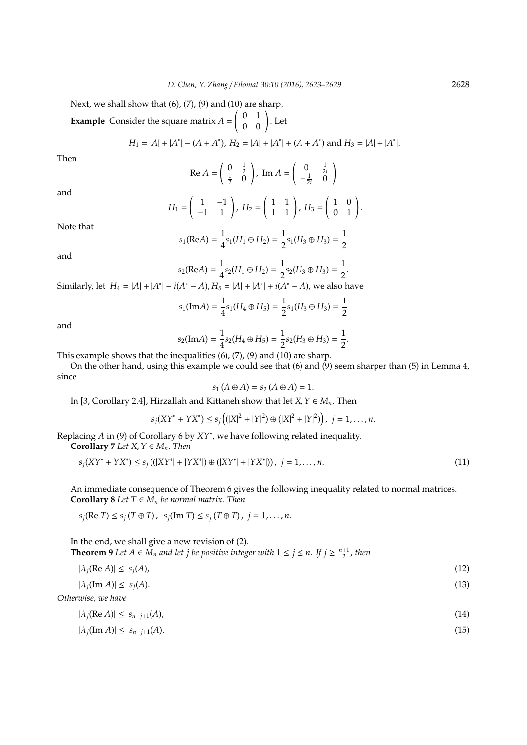Next, we shall show that (6), (7), (9) and (10) are sharp.

**Example** Consider the square matrix $A = \begin{pmatrix} 0 & 1 \\ 0 & 0 \end{pmatrix}$. Let

$$H_1 = |A| + |A^*| - (A + A^*),\ H_2 = |A| + |A^*| + (A + A^*) \text{ and } H_3 = |A| + |A^*|.$$

Then

$$\text{Re } A = \begin{pmatrix} 0 & \frac{1}{2} \\ \frac{1}{2} & 0 \end{pmatrix},\ \text{Im } A = \begin{pmatrix} 0 & \frac{1}{2i} \\ -\frac{1}{2i} & 0 \end{pmatrix}$$

and

$$H_1 = \begin{pmatrix} 1 & -1 \\ -1 & 1 \end{pmatrix},\ H_2 = \begin{pmatrix} 1 & 1 \\ 1 & 1 \end{pmatrix},\ H_3 = \begin{pmatrix} 1 & 0 \\ 0 & 1 \end{pmatrix}.$$

Note that

$$s_1(\text{Re}A) = \frac{1}{4}s_1(H_1 \oplus H_2) = \frac{1}{2}s_1(H_3 \oplus H_3) = \frac{1}{2}$$

and

$$s_2(\text{Re}A) = \frac{1}{4}s_2(H_1 \oplus H_2) = \frac{1}{2}s_2(H_3 \oplus H_3) = \frac{1}{2}.$$

Similarly, let $H_4 = |A| + |A^*| - i(A^* - A), H_5 = |A| + |A^*| + i(A^* - A)$, we also have

$$s_1(\text{Im}A) = \frac{1}{4}s_1(H_4 \oplus H_5) = \frac{1}{2}s_1(H_3 \oplus H_3) = \frac{1}{2}$$

and

$$s_2(\text{Im}A) = \frac{1}{4}s_2(H_4 \oplus H_5) = \frac{1}{2}s_2(H_3 \oplus H_3) = \frac{1}{2}.$$

This example shows that the inequalities (6), (7), (9) and (10) are sharp.

On the other hand, using this example we could see that (6) and (9) seem sharper than (5) in Lemma 4, since

$$s_1 (A \oplus A) = s_2 (A \oplus A) = 1.$$

In [3, Corollary 2.4], Hirzallah and Kittaneh show that let $X, Y \in M_n$. Then

$$s_j(XY^* + YX^*) \leq s_j\left((|X|^2 + |Y|^2) \oplus (|X|^2 + |Y|^2)\right),\ j = 1, \ldots, n.$$

Replacing $A$ in (9) of Corollary 6 by $XY^*$, we have following related inequality.

**Corollary 7** *Let $X, Y \in M_n$. Then*

$$s_j(XY^* + YX^*) \leq s_j\left((|XY^*| + |YX^*|) \oplus (|XY^*| + |YX^*|)\right),\ j = 1, \ldots, n. \tag{11}$$

An immediate consequence of Theorem 6 gives the following inequality related to normal matrices.

**Corollary 8** *Let $T \in M_n$ be normal matrix. Then*

$$s_j(\text{Re } T) \leq s_j\left(T \oplus T\right),\ \ s_j(\text{Im } T) \leq s_j\left(T \oplus T\right),\ j = 1, \ldots, n.$$

In the end, we shall give a new revision of (2).

**Theorem 9** *Let $A \in M_n$ and let $j$ be positive integer with $1 \leq j \leq n$. If $j \geq \frac{n+1}{2}$, then*

$$|\lambda_j(\text{Re } A)| \leq s_j(A), \tag{12}$$

$$|\lambda_j(\text{Im } A)| \leq s_j(A). \tag{13}$$

*Otherwise, we have*

$$|\lambda_j(\text{Re } A)| \leq s_{n-j+1}(A), \tag{14}$$

$$|\lambda_j(\text{Im } A)| \leq s_{n-j+1}(A). \tag{15}$$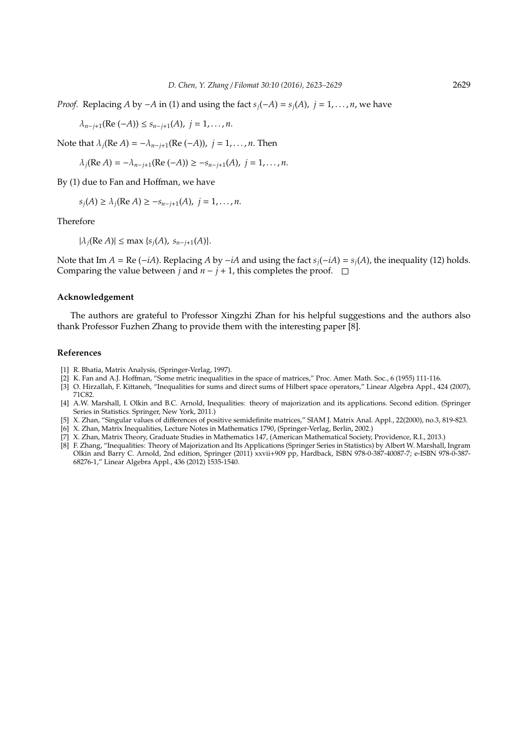*Proof.* Replacing $A$ by $-A$ in (1) and using the fact $s_j(-A) = s_j(A),\ j = 1, \ldots, n$, we have

$$\lambda_{n-j+1}(\mathrm{Re}\,(-A)) \leq s_{n-j+1}(A),\ j = 1, \ldots, n.$$

Note that $\lambda_j(\mathrm{Re}\,A) = -\lambda_{n-j+1}(\mathrm{Re}\,(-A)),\ j = 1, \ldots, n$. Then

$$\lambda_j(\mathrm{Re}\,A) = -\lambda_{n-j+1}(\mathrm{Re}\,(-A)) \geq -s_{n-j+1}(A),\ j = 1, \ldots, n.$$

By (1) due to Fan and Hoffman, we have

$$s_j(A) \geq \lambda_j(\mathrm{Re}\,A) \geq -s_{n-j+1}(A),\ j = 1, \ldots, n.$$

Therefore

$$|\lambda_j(\mathrm{Re}\,A)| \leq \max\,\{s_j(A),\ s_{n-j+1}(A)\}.$$

Note that $\mathrm{Im}\,A = \mathrm{Re}\,(-iA)$. Replacing $A$ by $-iA$ and using the fact $s_j(-iA) = s_j(A)$, the inequality (12) holds. Comparing the value between $j$ and $n - j + 1$, this completes the proof. □

### Acknowledgement

The authors are grateful to Professor Xingzhi Zhan for his helpful suggestions and the authors also thank Professor Fuzhen Zhang to provide them with the interesting paper [8].

### References

[1] R. Bhatia, Matrix Analysis, (Springer-Verlag, 1997).

[2] K. Fan and A.J. Hoffman, "Some metric inequalities in the space of matrices," Proc. Amer. Math. Soc., 6 (1955) 111-116.

[3] O. Hirzallah, F. Kittaneh, "Inequalities for sums and direct sums of Hilbert space operators," Linear Algebra Appl., 424 (2007), 71C82.

[4] A.W. Marshall, I. Olkin and B.C. Arnold, Inequalities: theory of majorization and its applications. Second edition. (Springer Series in Statistics. Springer, New York, 2011.)

[5] X. Zhan, "Singular values of differences of positive semidefinite matrices," SIAM J. Matrix Anal. Appl., 22(2000), no.3, 819-823.

[6] X. Zhan, Matrix Inequalities, Lecture Notes in Mathematics 1790, (Springer-Verlag, Berlin, 2002.)

[7] X. Zhan, Matrix Theory, Graduate Studies in Mathematics 147, (American Mathematical Society, Providence, R.I., 2013.)

[8] F. Zhang, "Inequalities: Theory of Majorization and Its Applications (Springer Series in Statistics) by Albert W. Marshall, Ingram Olkin and Barry C. Arnold, 2nd edition, Springer (2011) xxvii+909 pp, Hardback, ISBN 978-0-387-40087-7; e-ISBN 978-0-387-68276-1," Linear Algebra Appl., 436 (2012) 1535-1540.